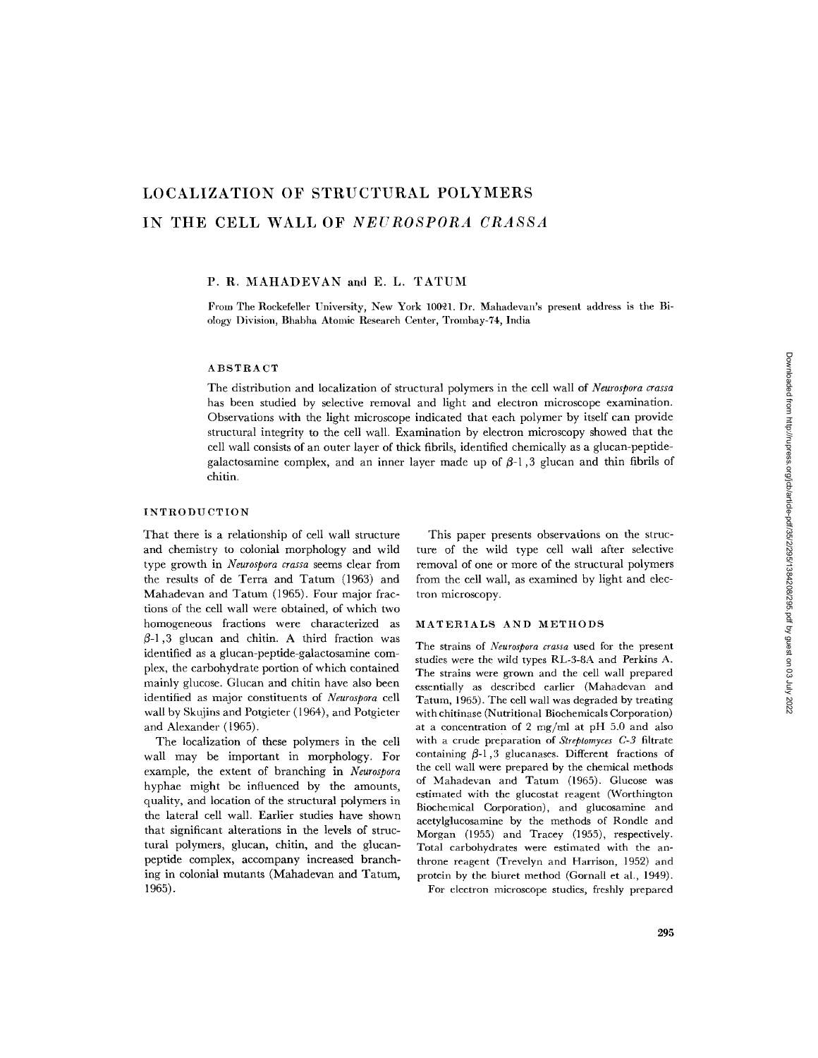# LOCALIZATION OF STRUCTURAL POLYMERS IN THE CELL WALL OF *NEUROSPORA CRASSA*

P. R. MAHADEVAN and E. L. TATUM

From The Rockefeller University, New York 10021. Dr. Mahadevan's present address is the Biology Division, Bhabha Atomic Research Center, Trombay-74, India

## ABSTRACT

The distribution and localization of structural polymers in the cell wall of *Neurospora crassa* has been studied by selective removal and light and electron microscope examination. Observations with the light microscope indicated that each polymer by itself can provide structural integrity to the cell wall. Examination by electron microscopy showed that the cell wall consists of an outer layer of thick fibrils, identified chemically as a glucan-peptide-galactosamine complex, and an inner layer made up of β-1,3 glucan and thin fibrils of chitin.

## INTRODUCTION

That there is a relationship of cell wall structure and chemistry to colonial morphology and wild type growth in *Neurospora crassa* seems clear from the results of de Terra and Tatum (1963) and Mahadevan and Tatum (1965). Four major fractions of the cell wall were obtained, of which two homogeneous fractions were characterized as β-1,3 glucan and chitin. A third fraction was identified as a glucan-peptide-galactosamine complex, the carbohydrate portion of which contained mainly glucose. Glucan and chitin have also been identified as major constituents of *Neurospora* cell wall by Skujins and Potgieter (1964), and Potgieter and Alexander (1965).

The localization of these polymers in the cell wall may be important in morphology. For example, the extent of branching in *Neurospora* hyphae might be influenced by the amounts, quality, and location of the structural polymers in the lateral cell wall. Earlier studies have shown that significant alterations in the levels of structural polymers, glucan, chitin, and the glucan-peptide complex, accompany increased branching in colonial mutants (Mahadevan and Tatum, 1965).

This paper presents observations on the structure of the wild type cell wall after selective removal of one or more of the structural polymers from the cell wall, as examined by light and electron microscopy.

## MATERIALS AND METHODS

The strains of *Neurospora crassa* used for the present studies were the wild types RL-3-8A and Perkins A. The strains were grown and the cell wall prepared essentially as described earlier (Mahadevan and Tatum, 1965). The cell wall was degraded by treating with chitinase (Nutritional Biochemicals Corporation) at a concentration of 2 mg/ml at pH 5.0 and also with a crude preparation of *Streptomyces C-3* filtrate containing β-1,3 glucanases. Different fractions of the cell wall were prepared by the chemical methods of Mahadevan and Tatum (1965). Glucose was estimated with the glucostat reagent (Worthington Biochemical Corporation), and glucosamine and acetylglucosamine by the methods of Rondle and Morgan (1955) and Tracey (1955), respectively. Total carbohydrates were estimated with the anthrone reagent (Trevelyn and Harrison, 1952) and protein by the biuret method (Gornall et al., 1949).

For electron microscope studies, freshly prepared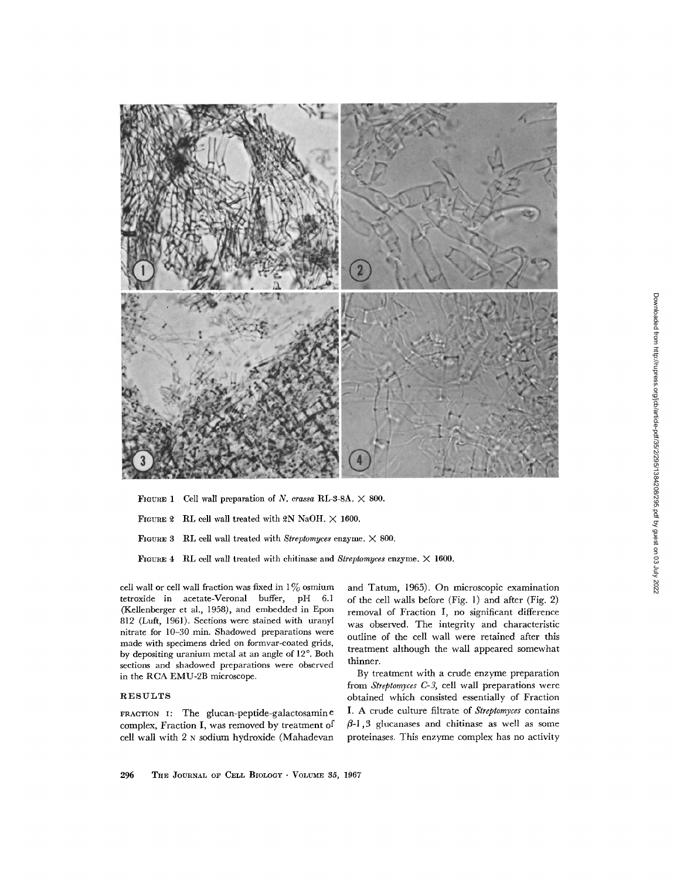FIGURE 1 Cell wall preparation of *N. crassa* RL-3-8A. × 800.

FIGURE 2 RL cell wall treated with 2N NaOH. × 1600.

FIGURE 3 RL cell wall treated with *Streptomyces* enzyme. × 800.

FIGURE 4 RL cell wall treated with chitinase and *Streptomyces* enzyme. × 1600.

cell wall or cell wall fraction was fixed in 1% osmium tetroxide in acetate-Veronal buffer, pH 6.1 (Kellenberger et al., 1958), and embedded in Epon 812 (Luft, 1961). Sections were stained with uranyl nitrate for 10–30 min. Shadowed preparations were made with specimens dried on formvar-coated grids, by depositing uranium metal at an angle of 12°. Both sections and shadowed preparations were observed in the RCA EMU-2B microscope.

## RESULTS

FRACTION I: The glucan-peptide-galactosamine complex, Fraction I, was removed by treatment of cell wall with 2 N sodium hydroxide (Mahadevan and Tatum, 1965). On microscopic examination of the cell walls before (Fig. 1) and after (Fig. 2) removal of Fraction I, no significant difference was observed. The integrity and characteristic outline of the cell wall were retained after this treatment although the wall appeared somewhat thinner.

By treatment with a crude enzyme preparation from *Streptomyces C-3*, cell wall preparations were obtained which consisted essentially of Fraction I. A crude culture filtrate of *Streptomyces* contains β-1,3 glucanases and chitinase as well as some proteinases. This enzyme complex has no activity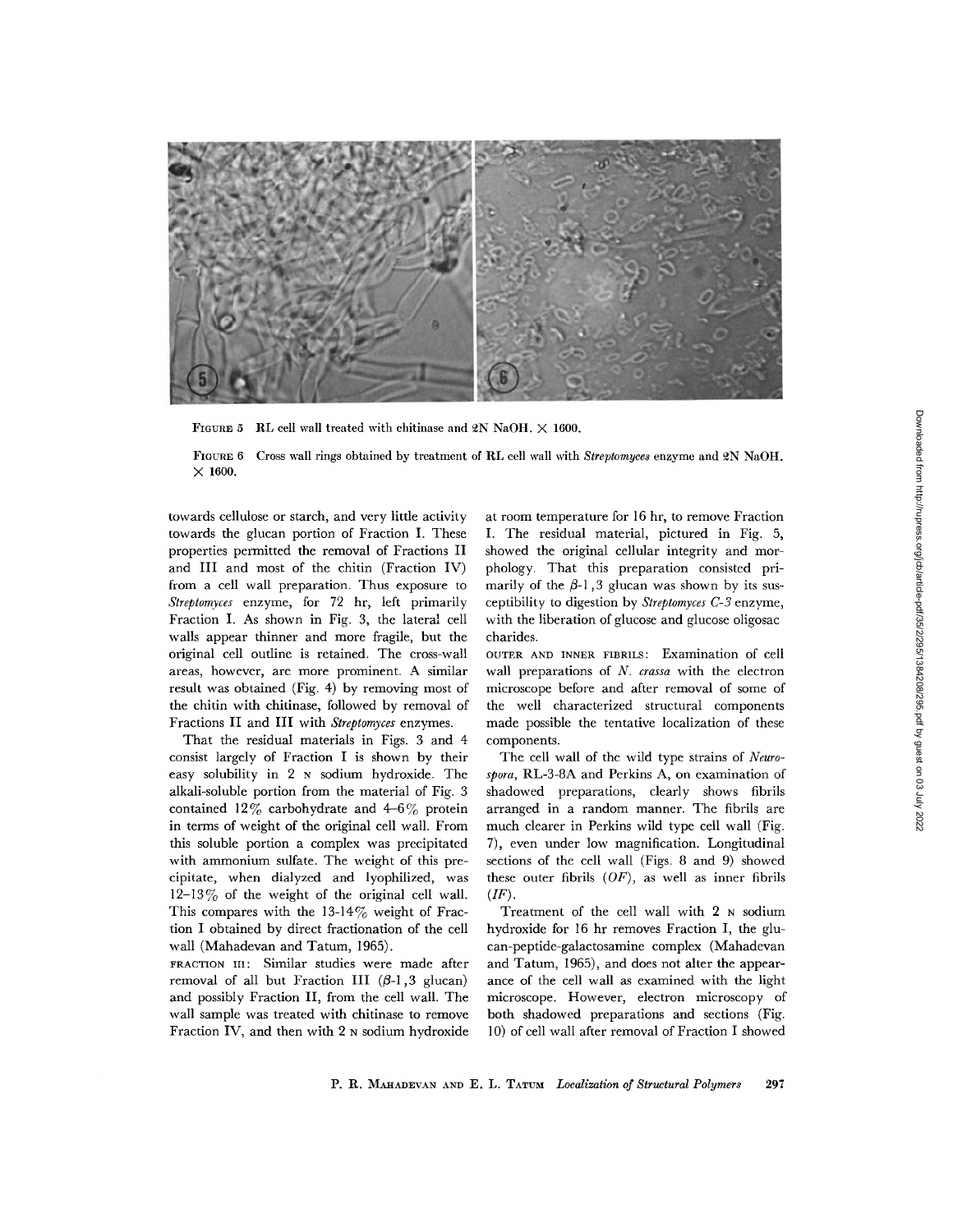FIGURE 5 RL cell wall treated with chitinase and 2N NaOH. × 1600.

FIGURE 6 Cross wall rings obtained by treatment of RL cell wall with *Streptomyces* enzyme and 2N NaOH. × 1600.

towards cellulose or starch, and very little activity towards the glucan portion of Fraction I. These properties permitted the removal of Fractions II and III and most of the chitin (Fraction IV) from a cell wall preparation. Thus exposure to *Streptomyces* enzyme, for 72 hr, left primarily Fraction I. As shown in Fig. 3, the lateral cell walls appear thinner and more fragile, but the original cell outline is retained. The cross-wall areas, however, are more prominent. A similar result was obtained (Fig. 4) by removing most of the chitin with chitinase, followed by removal of Fractions II and III with *Streptomyces* enzymes.

That the residual materials in Figs. 3 and 4 consist largely of Fraction I is shown by their easy solubility in 2 N sodium hydroxide. The alkali-soluble portion from the material of Fig. 3 contained 12% carbohydrate and 4–6% protein in terms of weight of the original cell wall. From this soluble portion a complex was precipitated with ammonium sulfate. The weight of this precipitate, when dialyzed and lyophilized, was 12–13% of the weight of the original cell wall. This compares with the 13-14% weight of Fraction I obtained by direct fractionation of the cell wall (Mahadevan and Tatum, 1965).

FRACTION III: Similar studies were made after removal of all but Fraction III ($\beta$-1,3 glucan) and possibly Fraction II, from the cell wall. The wall sample was treated with chitinase to remove Fraction IV, and then with 2 N sodium hydroxide at room temperature for 16 hr, to remove Fraction I. The residual material, pictured in Fig. 5, showed the original cellular integrity and morphology. That this preparation consisted primarily of the $\beta$-1,3 glucan was shown by its susceptibility to digestion by *Streptomyces C-3* enzyme, with the liberation of glucose and glucose oligosaccharides.

OUTER AND INNER FIBRILS: Examination of cell wall preparations of *N. crassa* with the electron microscope before and after removal of some of the well characterized structural components made possible the tentative localization of these components.

The cell wall of the wild type strains of *Neurospora*, RL-3-8A and Perkins A, on examination of shadowed preparations, clearly shows fibrils arranged in a random manner. The fibrils are much clearer in Perkins wild type cell wall (Fig. 7), even under low magnification. Longitudinal sections of the cell wall (Figs. 8 and 9) showed these outer fibrils (*OF*), as well as inner fibrils (*IF*).

Treatment of the cell wall with 2 N sodium hydroxide for 16 hr removes Fraction I, the glucan-peptide-galactosamine complex (Mahadevan and Tatum, 1965), and does not alter the appearance of the cell wall as examined with the light microscope. However, electron microscopy of both shadowed preparations and sections (Fig. 10) of cell wall after removal of Fraction I showed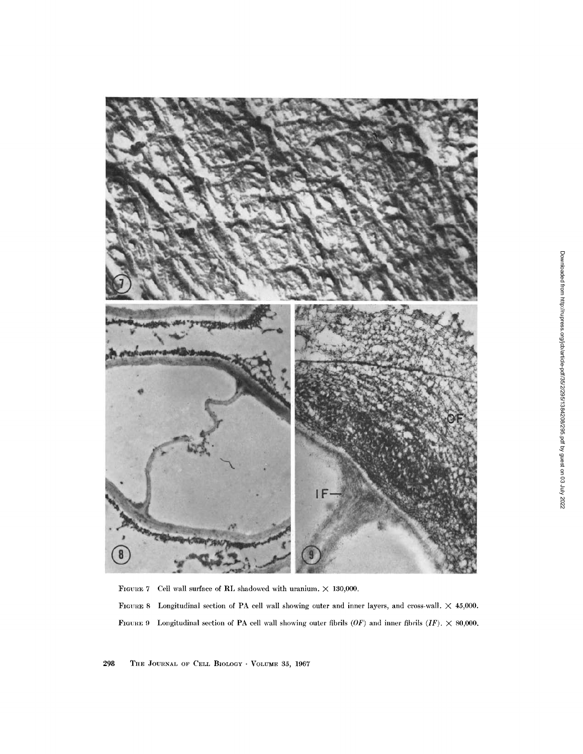FIGURE 7 Cell wall surface of RL shadowed with uranium. $\times$ 130,000.

FIGURE 8 Longitudinal section of PA cell wall showing outer and inner layers, and cross-wall. $\times$ 45,000.

FIGURE 9 Longitudinal section of PA cell wall showing outer fibrils (*OF*) and inner fibrils (*IF*). $\times$ 80,000.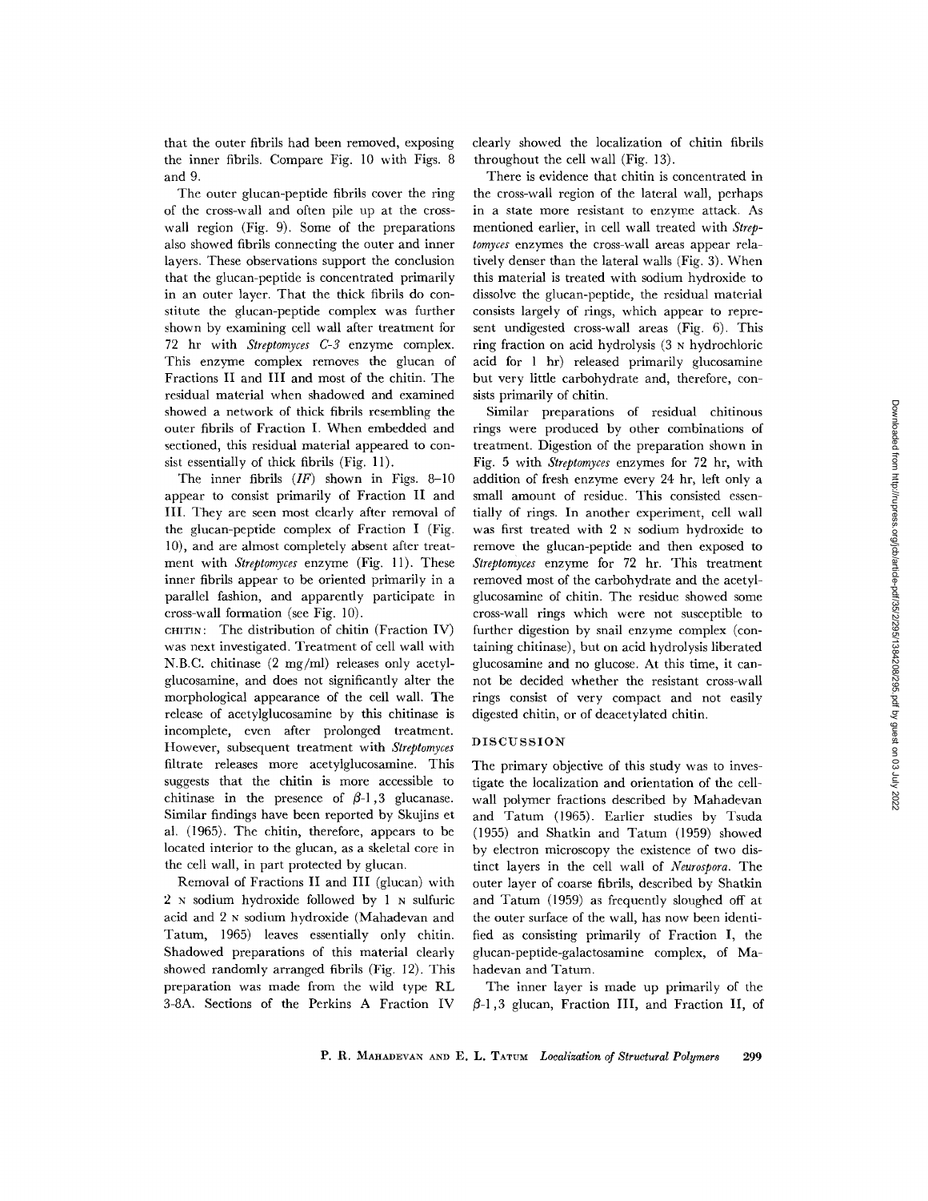that the outer fibrils had been removed, exposing the inner fibrils. Compare Fig. 10 with Figs. 8 and 9.

The outer glucan-peptide fibrils cover the ring of the cross-wall and often pile up at the cross-wall region (Fig. 9). Some of the preparations also showed fibrils connecting the outer and inner layers. These observations support the conclusion that the glucan-peptide is concentrated primarily in an outer layer. That the thick fibrils do constitute the glucan-peptide complex was further shown by examining cell wall after treatment for 72 hr with *Streptomyces C-3* enzyme complex. This enzyme complex removes the glucan of Fractions II and III and most of the chitin. The residual material when shadowed and examined showed a network of thick fibrils resembling the outer fibrils of Fraction I. When embedded and sectioned, this residual material appeared to consist essentially of thick fibrils (Fig. 11).

The inner fibrils (*IF*) shown in Figs. 8–10 appear to consist primarily of Fraction II and III. They are seen most clearly after removal of the glucan-peptide complex of Fraction I (Fig. 10), and are almost completely absent after treatment with *Streptomyces* enzyme (Fig. 11). These inner fibrils appear to be oriented primarily in a parallel fashion, and apparently participate in cross-wall formation (see Fig. 10).

CHITIN: The distribution of chitin (Fraction IV) was next investigated. Treatment of cell wall with N.B.C. chitinase (2 mg/ml) releases only acetylglucosamine, and does not significantly alter the morphological appearance of the cell wall. The release of acetylglucosamine by this chitinase is incomplete, even after prolonged treatment. However, subsequent treatment with *Streptomyces* filtrate releases more acetylglucosamine. This suggests that the chitin is more accessible to chitinase in the presence of $\beta$-1,3 glucanase. Similar findings have been reported by Skujins et al. (1965). The chitin, therefore, appears to be located interior to the glucan, as a skeletal core in the cell wall, in part protected by glucan.

Removal of Fractions II and III (glucan) with 2 N sodium hydroxide followed by 1 N sulfuric acid and 2 N sodium hydroxide (Mahadevan and Tatum, 1965) leaves essentially only chitin. Shadowed preparations of this material clearly showed randomly arranged fibrils (Fig. 12). This preparation was made from the wild type RL 3-8A. Sections of the Perkins A Fraction IV clearly showed the localization of chitin fibrils throughout the cell wall (Fig. 13).

There is evidence that chitin is concentrated in the cross-wall region of the lateral wall, perhaps in a state more resistant to enzyme attack. As mentioned earlier, in cell wall treated with *Streptomyces* enzymes the cross-wall areas appear relatively denser than the lateral walls (Fig. 3). When this material is treated with sodium hydroxide to dissolve the glucan-peptide, the residual material consists largely of rings, which appear to represent undigested cross-wall areas (Fig. 6). This ring fraction on acid hydrolysis (3 N hydrochloric acid for 1 hr) released primarily glucosamine but very little carbohydrate and, therefore, consists primarily of chitin.

Similar preparations of residual chitinous rings were produced by other combinations of treatment. Digestion of the preparation shown in Fig. 5 with *Streptomyces* enzymes for 72 hr, with addition of fresh enzyme every 24 hr, left only a small amount of residue. This consisted essentially of rings. In another experiment, cell wall was first treated with 2 N sodium hydroxide to remove the glucan-peptide and then exposed to *Streptomyces* enzyme for 72 hr. This treatment removed most of the carbohydrate and the acetylglucosamine of chitin. The residue showed some cross-wall rings which were not susceptible to further digestion by snail enzyme complex (containing chitinase), but on acid hydrolysis liberated glucosamine and no glucose. At this time, it cannot be decided whether the resistant cross-wall rings consist of very compact and not easily digested chitin, or of deacetylated chitin.

## DISCUSSION

The primary objective of this study was to investigate the localization and orientation of the cell-wall polymer fractions described by Mahadevan and Tatum (1965). Earlier studies by Tsuda (1955) and Shatkin and Tatum (1959) showed by electron microscopy the existence of two distinct layers in the cell wall of *Neurospora*. The outer layer of coarse fibrils, described by Shatkin and Tatum (1959) as frequently sloughed off at the outer surface of the wall, has now been identified as consisting primarily of Fraction I, the glucan-peptide-galactosamine complex, of Mahadevan and Tatum.

The inner layer is made up primarily of the $\beta$-1,3 glucan, Fraction III, and Fraction II, of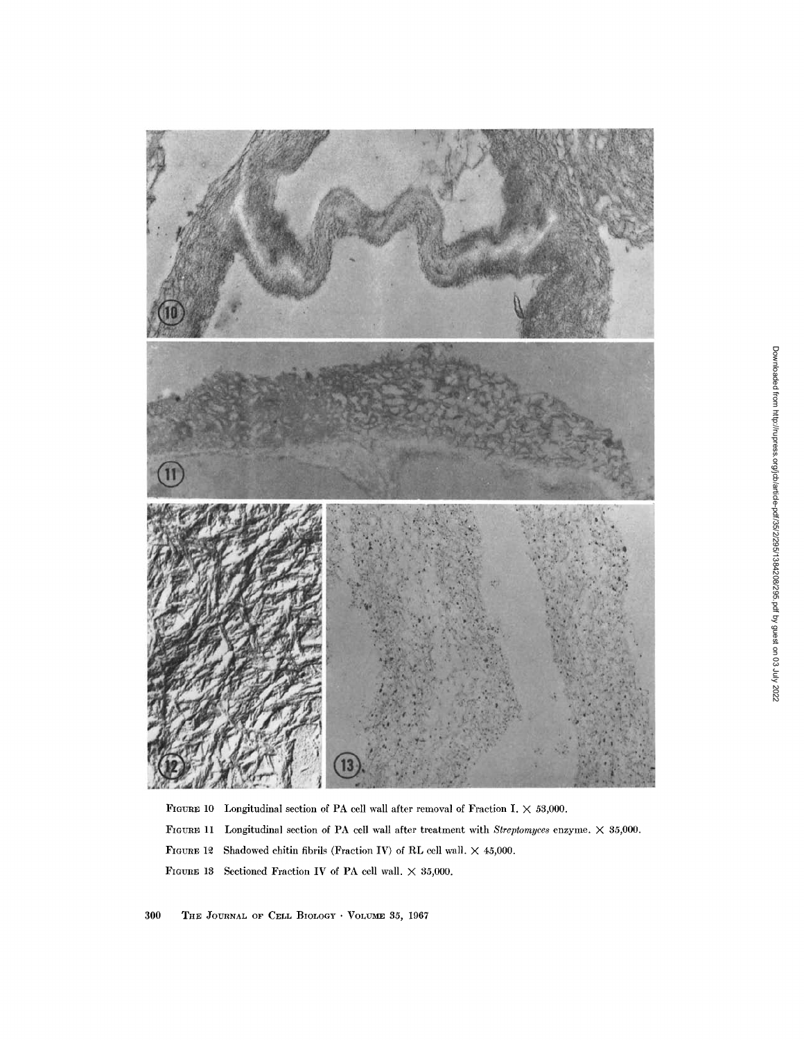FIGURE 10 Longitudinal section of PA cell wall after removal of Fraction I. × 53,000.

FIGURE 11 Longitudinal section of PA cell wall after treatment with *Streptomyces* enzyme. × 35,000.

FIGURE 12 Shadowed chitin fibrils (Fraction IV) of RL cell wall. × 45,000.

FIGURE 13 Sectioned Fraction IV of PA cell wall. × 35,000.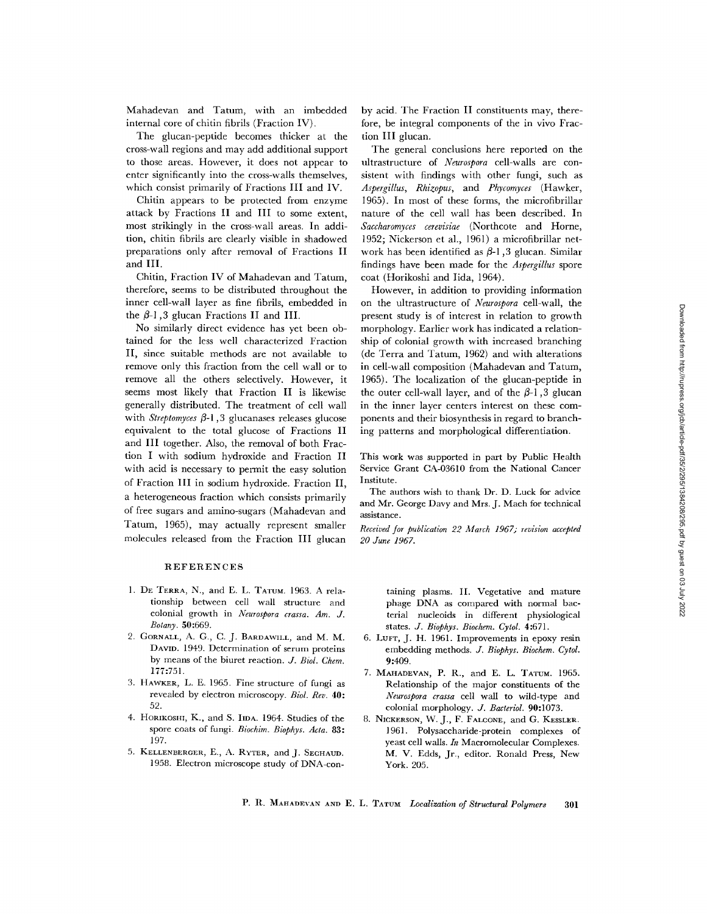Mahadevan and Tatum, with an imbedded internal core of chitin fibrils (Fraction IV).

The glucan-peptide becomes thicker at the cross-wall regions and may add additional support to those areas. However, it does not appear to enter significantly into the cross-walls themselves, which consist primarily of Fractions III and IV.

Chitin appears to be protected from enzyme attack by Fractions II and III to some extent, most strikingly in the cross-wall areas. In addition, chitin fibrils are clearly visible in shadowed preparations only after removal of Fractions II and III.

Chitin, Fraction IV of Mahadevan and Tatum, therefore, seems to be distributed throughout the inner cell-wall layer as fine fibrils, embedded in the $\beta$-1,3 glucan Fractions II and III.

No similarly direct evidence has yet been obtained for the less well characterized Fraction II, since suitable methods are not available to remove only this fraction from the cell wall or to remove all the others selectively. However, it seems most likely that Fraction II is likewise generally distributed. The treatment of cell wall with *Streptomyces* $\beta$-1,3 glucanases releases glucose equivalent to the total glucose of Fractions II and III together. Also, the removal of both Fraction I with sodium hydroxide and Fraction II with acid is necessary to permit the easy solution of Fraction III in sodium hydroxide. Fraction II, a heterogeneous fraction which consists primarily of free sugars and amino-sugars (Mahadevan and Tatum, 1965), may actually represent smaller molecules released from the Fraction III glucan by acid. The Fraction II constituents may, therefore, be integral components of the in vivo Fraction III glucan.

The general conclusions here reported on the ultrastructure of *Neurospora* cell-walls are consistent with findings with other fungi, such as *Aspergillus*, *Rhizopus*, and *Phycomyces* (Hawker, 1965). In most of these forms, the microfibrillar nature of the cell wall has been described. In *Saccharomyces cerevisiae* (Northcote and Horne, 1952; Nickerson et al., 1961) a microfibrillar network has been identified as $\beta$-1,3 glucan. Similar findings have been made for the *Aspergillus* spore coat (Horikoshi and Iida, 1964).

However, in addition to providing information on the ultrastructure of *Neurospora* cell-wall, the present study is of interest in relation to growth morphology. Earlier work has indicated a relationship of colonial growth with increased branching (de Terra and Tatum, 1962) and with alterations in cell-wall composition (Mahadevan and Tatum, 1965). The localization of the glucan-peptide in the outer cell-wall layer, and of the $\beta$-1,3 glucan in the inner layer centers interest on these components and their biosynthesis in regard to branching patterns and morphological differentiation.

This work was supported in part by Public Health Service Grant CA-03610 from the National Cancer Institute.

The authors wish to thank Dr. D. Luck for advice and Mr. George Davy and Mrs. J. Mach for technical assistance.

*Received for publication 22 March 1967; revision accepted 20 June 1967.*

## REFERENCES

1. De Terra, N., and E. L. Tatum. 1963. A relationship between cell wall structure and colonial growth in *Neurospora crassa*. *Am. J. Botany.* **50:**669.
2. Gornall, A. G., C. J. Bardawill, and M. M. David. 1949. Determination of serum proteins by means of the biuret reaction. *J. Biol. Chem.* **177:**751.
3. Hawker, L. E. 1965. Fine structure of fungi as revealed by electron microscopy. *Biol. Rev.* **40:** 52.
4. Horikoshi, K., and S. Iida. 1964. Studies of the spore coats of fungi. *Biochim. Biophys. Acta.* **83:** 197.
5. Kellenberger, E., A. Ryter, and J. Seghaud. 1958. Electron microscope study of DNA-containing plasms. II. Vegetative and mature phage DNA as compared with normal bacterial nucleoids in different physiological states. *J. Biophys. Biochem. Cytol.* **4:**671.
6. Luft, J. H. 1961. Improvements in epoxy resin embedding methods. *J. Biophys. Biochem. Cytol.* **9:**409.
7. Mahadevan, P. R., and E. L. Tatum. 1965. Relationship of the major constituents of the *Neurospora crassa* cell wall to wild-type and colonial morphology. *J. Bacteriol.* **90:**1073.
8. Nickerson, W. J., F. Falcone, and G. Kessler. 1961. Polysaccharide-protein complexes of yeast cell walls. *In* Macromolecular Complexes. M. V. Edds, Jr., editor. Ronald Press, New York. 205.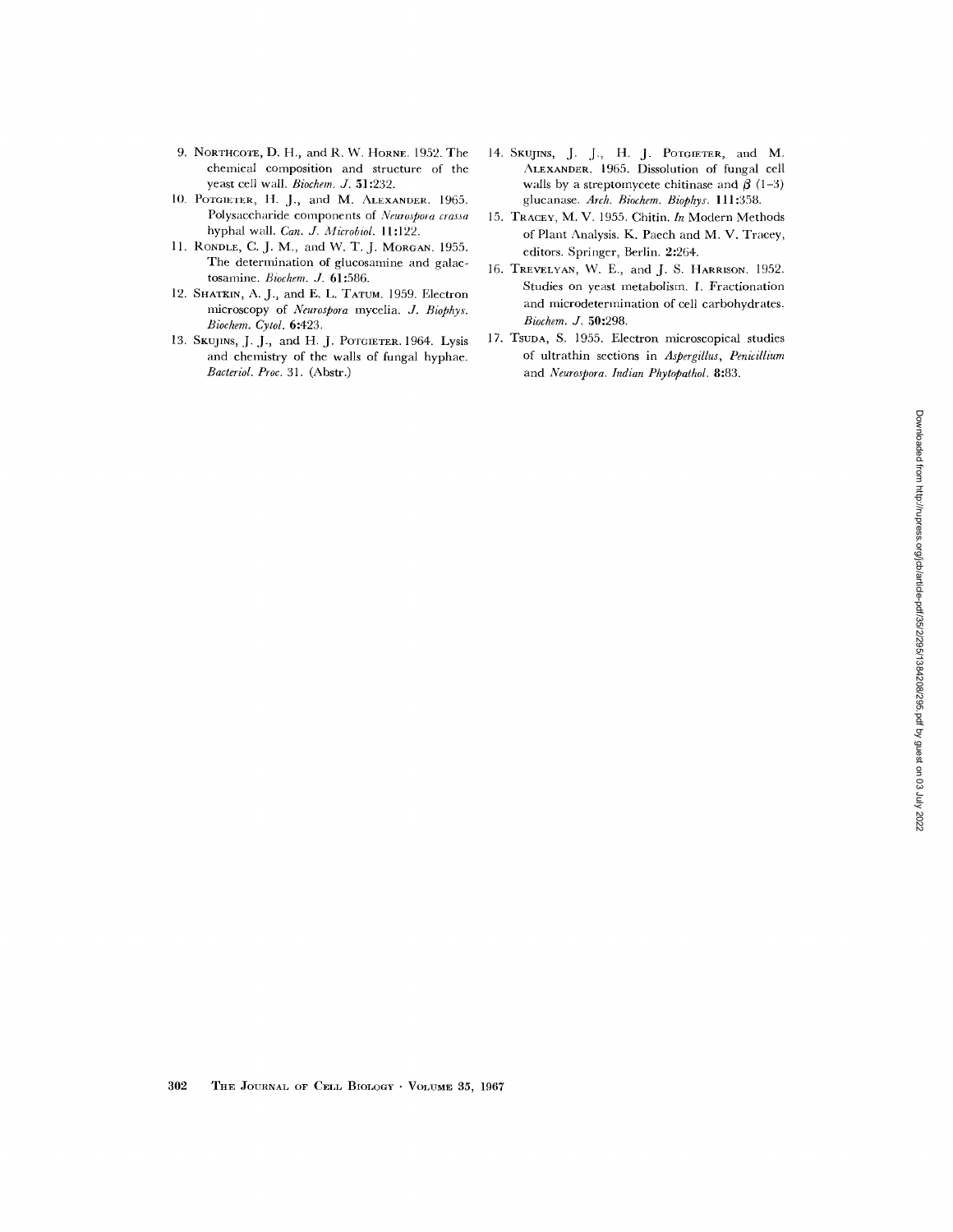9. Northcote, D. H., and R. W. Horne. 1952. The chemical composition and structure of the yeast cell wall. *Biochem. J.* **51**:232.
10. Potgieter, H. J., and M. Alexander. 1965. Polysaccharide components of *Neurospora crassa* hyphal wall. *Can. J. Microbiol.* **11**:122.
11. Rondle, C. J. M., and W. T. J. Morgan. 1955. The determination of glucosamine and galactosamine. *Biochem. J.* **61**:586.
12. Shatkin, A. J., and E. L. Tatum. 1959. Electron microscopy of *Neurospora* mycelia. *J. Biophys. Biochem. Cytol.* **6**:423.
13. Skujins, J. J., and H. J. Potgieter. 1964. Lysis and chemistry of the walls of fungal hyphae. *Bacteriol. Proc.* 31. (Abstr.)
14. Skujins, J. J., H. J. Potgieter, and M. Alexander. 1965. Dissolution of fungal cell walls by a streptomycete chitinase and $\beta$ (1–3) glucanase. *Arch. Biochem. Biophys.* **111**:358.
15. Tracey, M. V. 1955. Chitin. *In* Modern Methods of Plant Analysis. K. Paech and M. V. Tracey, editors. Springer, Berlin. **2**:264.
16. Trevelyan, W. E., and J. S. Harrison. 1952. Studies on yeast metabolism. I. Fractionation and microdetermination of cell carbohydrates. *Biochem. J.* **50**:298.
17. Tsuda, S. 1955. Electron microscopical studies of ultrathin sections in *Aspergillus*, *Penicillium* and *Neurospora*. *Indian Phytopathol.* **8**:83.